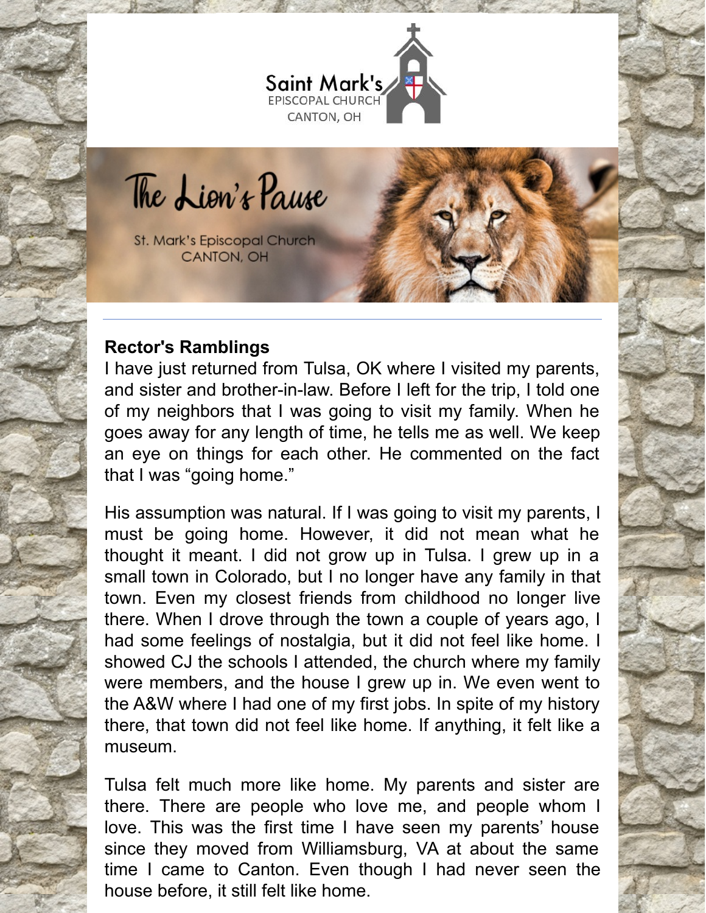# Saint Mark's
EPISCOPAL CHURCH
CANTON, OH

## The Lion's Pause

St. Mark's Episcopal Church
CANTON, OH

**Rector's Ramblings**

I have just returned from Tulsa, OK where I visited my parents, and sister and brother-in-law. Before I left for the trip, I told one of my neighbors that I was going to visit my family. When he goes away for any length of time, he tells me as well. We keep an eye on things for each other. He commented on the fact that I was "going home."

His assumption was natural. If I was going to visit my parents, I must be going home. However, it did not mean what he thought it meant. I did not grow up in Tulsa. I grew up in a small town in Colorado, but I no longer have any family in that town. Even my closest friends from childhood no longer live there. When I drove through the town a couple of years ago, I had some feelings of nostalgia, but it did not feel like home. I showed CJ the schools I attended, the church where my family were members, and the house I grew up in. We even went to the A&W where I had one of my first jobs. In spite of my history there, that town did not feel like home. If anything, it felt like a museum.

Tulsa felt much more like home. My parents and sister are there. There are people who love me, and people whom I love. This was the first time I have seen my parents' house since they moved from Williamsburg, VA at about the same time I came to Canton. Even though I had never seen the house before, it still felt like home.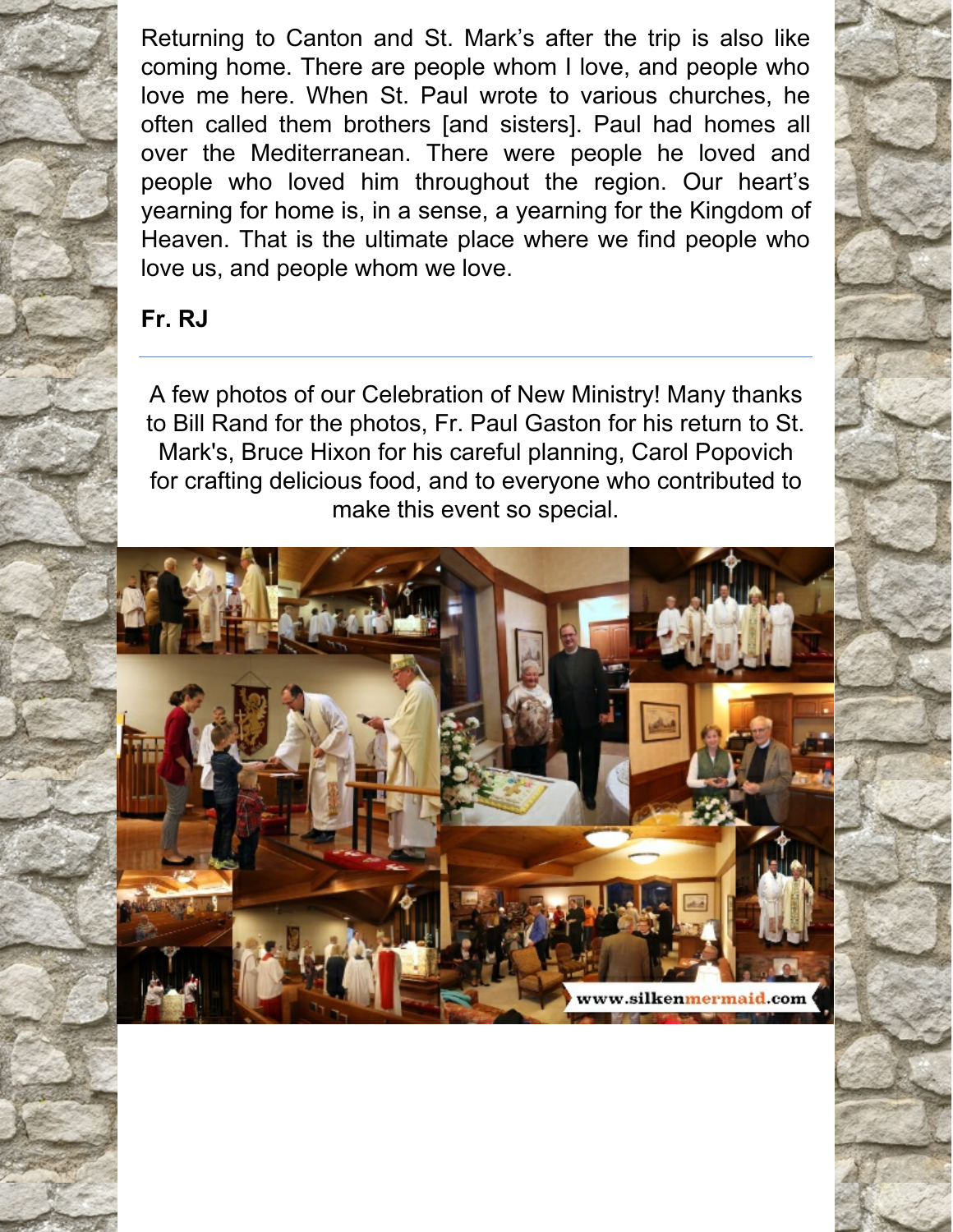Returning to Canton and St. Mark's after the trip is also like coming home. There are people whom I love, and people who love me here. When St. Paul wrote to various churches, he often called them brothers [and sisters]. Paul had homes all over the Mediterranean. There were people he loved and people who loved him throughout the region. Our heart's yearning for home is, in a sense, a yearning for the Kingdom of Heaven. That is the ultimate place where we find people who love us, and people whom we love.

**Fr. RJ**

---

A few photos of our Celebration of New Ministry! Many thanks to Bill Rand for the photos, Fr. Paul Gaston for his return to St. Mark's, Bruce Hixon for his careful planning, Carol Popovich for crafting delicious food, and to everyone who contributed to make this event so special.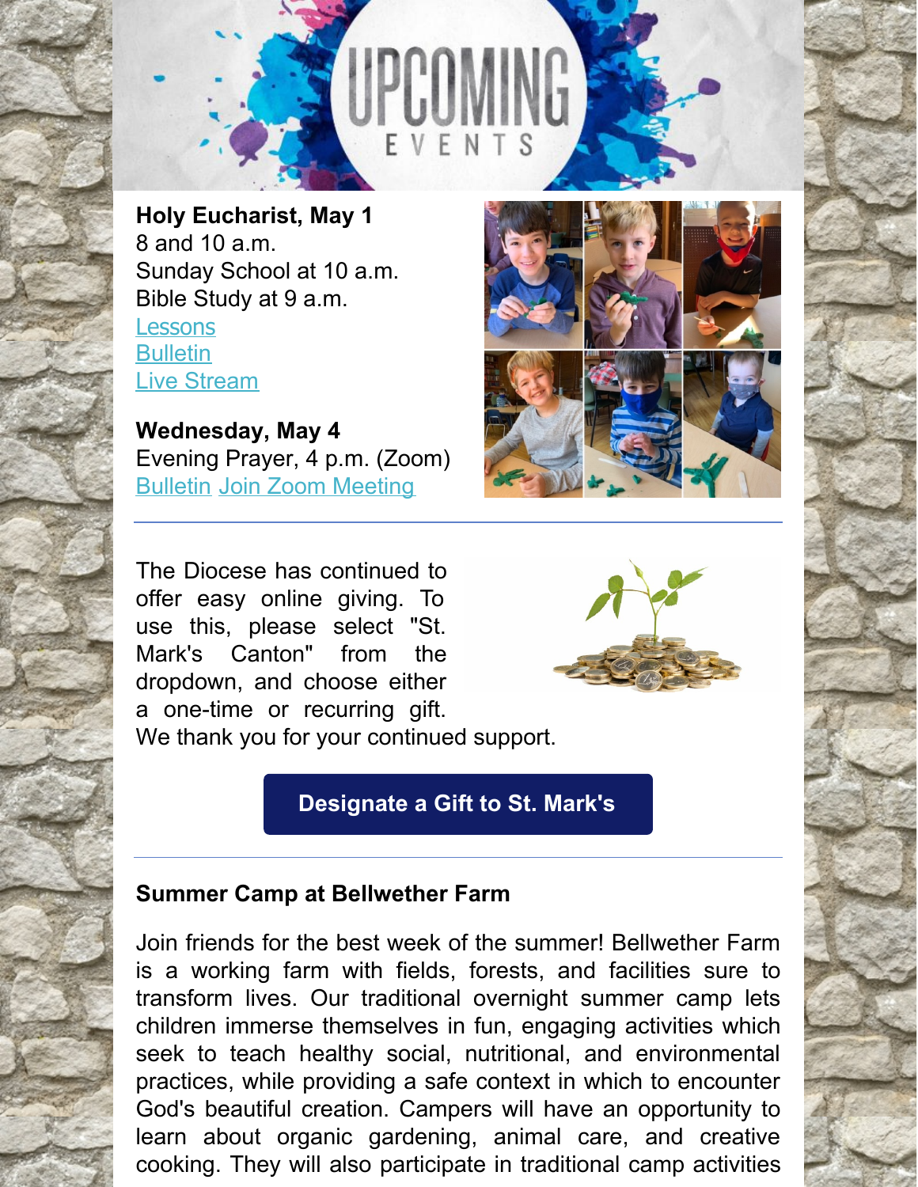# UPCOMING EVENTS

**Holy Eucharist, May 1**
8 and 10 a.m.
Sunday School at 10 a.m.
Bible Study at 9 a.m.
Lessons
Bulletin
Live Stream

**Wednesday, May 4**
Evening Prayer, 4 p.m. (Zoom)
Bulletin Join Zoom Meeting

---

The Diocese has continued to offer easy online giving. To use this, please select "St. Mark's Canton" from the dropdown, and choose either a one-time or recurring gift. We thank you for your continued support.

**Designate a Gift to St. Mark's**

---

**Summer Camp at Bellwether Farm**

Join friends for the best week of the summer! Bellwether Farm is a working farm with fields, forests, and facilities sure to transform lives. Our traditional overnight summer camp lets children immerse themselves in fun, engaging activities which seek to teach healthy social, nutritional, and environmental practices, while providing a safe context in which to encounter God's beautiful creation. Campers will have an opportunity to learn about organic gardening, animal care, and creative cooking. They will also participate in traditional camp activities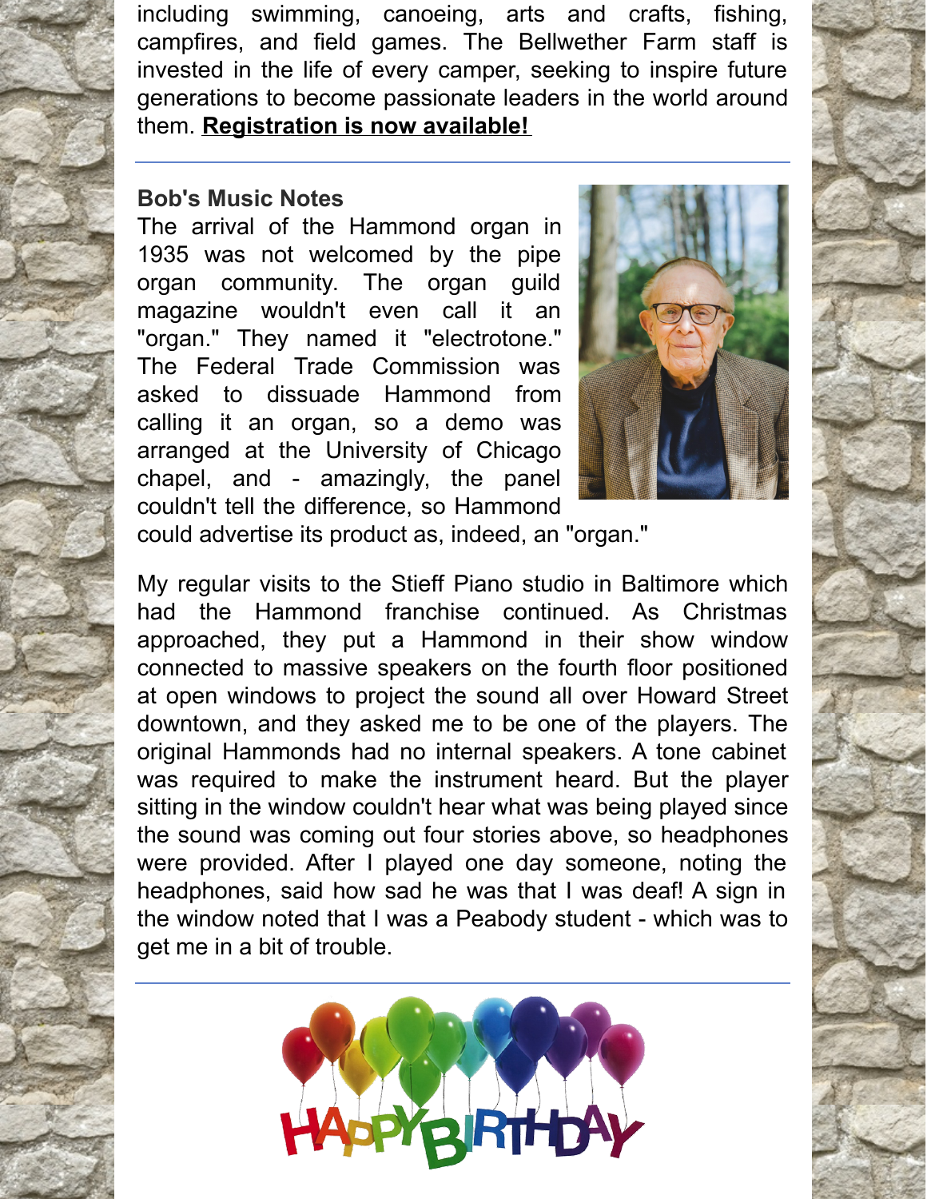including swimming, canoeing, arts and crafts, fishing, campfires, and field games. The Bellwether Farm staff is invested in the life of every camper, seeking to inspire future generations to become passionate leaders in the world around them. **Registration is now available!**

---

**Bob's Music Notes**

The arrival of the Hammond organ in 1935 was not welcomed by the pipe organ community. The organ guild magazine wouldn't even call it an "organ." They named it "electrotone." The Federal Trade Commission was asked to dissuade Hammond from calling it an organ, so a demo was arranged at the University of Chicago chapel, and - amazingly, the panel couldn't tell the difference, so Hammond could advertise its product as, indeed, an "organ."

My regular visits to the Stieff Piano studio in Baltimore which had the Hammond franchise continued. As Christmas approached, they put a Hammond in their show window connected to massive speakers on the fourth floor positioned at open windows to project the sound all over Howard Street downtown, and they asked me to be one of the players. The original Hammonds had no internal speakers. A tone cabinet was required to make the instrument heard. But the player sitting in the window couldn't hear what was being played since the sound was coming out four stories above, so headphones were provided. After I played one day someone, noting the headphones, said how sad he was that I was deaf! A sign in the window noted that I was a Peabody student - which was to get me in a bit of trouble.

---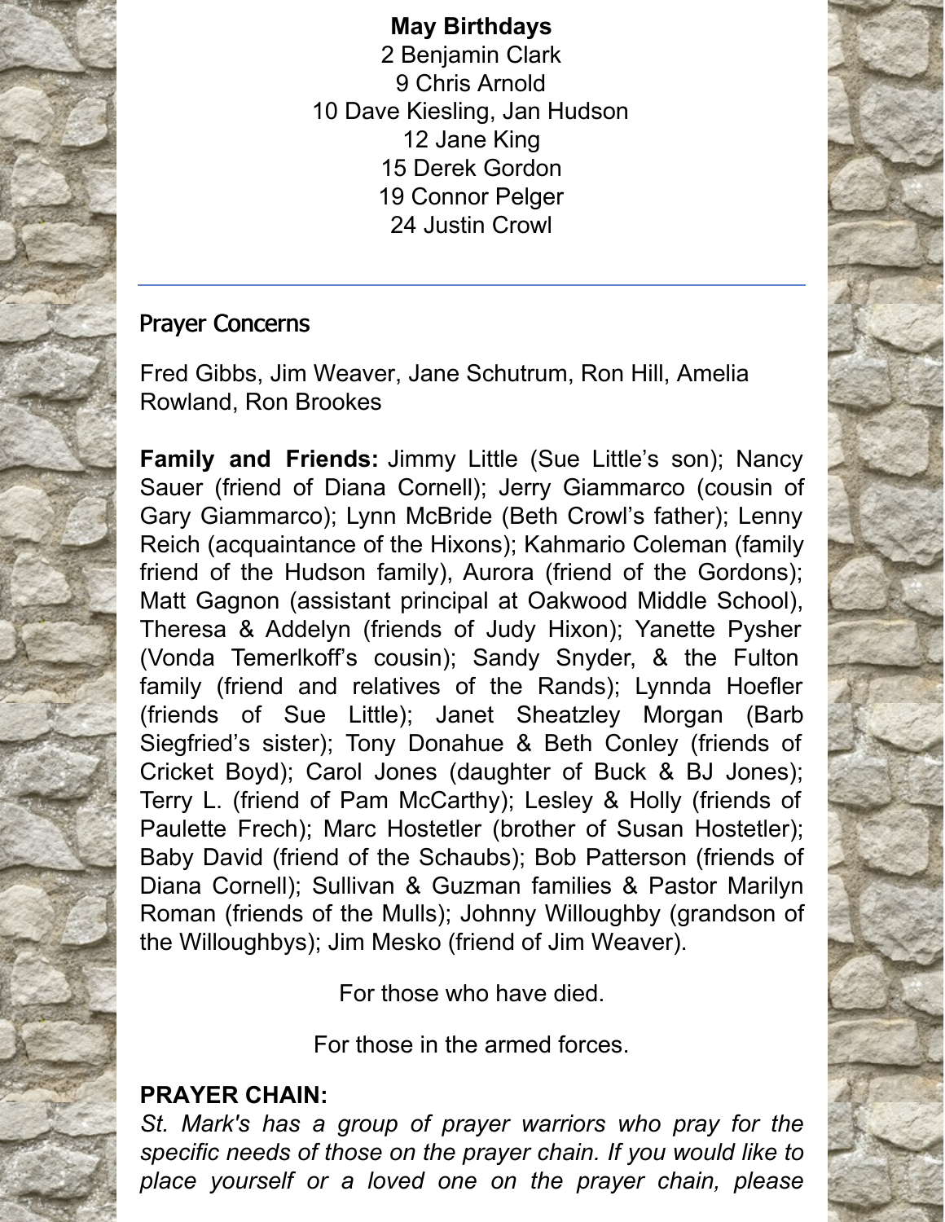**May Birthdays**

2 Benjamin Clark
9 Chris Arnold
10 Dave Kiesling, Jan Hudson
12 Jane King
15 Derek Gordon
19 Connor Pelger
24 Justin Crowl

---

## Prayer Concerns

Fred Gibbs, Jim Weaver, Jane Schutrum, Ron Hill, Amelia Rowland, Ron Brookes

**Family and Friends:** Jimmy Little (Sue Little's son); Nancy Sauer (friend of Diana Cornell); Jerry Giammarco (cousin of Gary Giammarco); Lynn McBride (Beth Crowl's father); Lenny Reich (acquaintance of the Hixons); Kahmario Coleman (family friend of the Hudson family), Aurora (friend of the Gordons); Matt Gagnon (assistant principal at Oakwood Middle School), Theresa & Addelyn (friends of Judy Hixon); Yanette Pysher (Vonda Temerlkoff's cousin); Sandy Snyder, & the Fulton family (friend and relatives of the Rands); Lynnda Hoefler (friends of Sue Little); Janet Sheatzley Morgan (Barb Siegfried's sister); Tony Donahue & Beth Conley (friends of Cricket Boyd); Carol Jones (daughter of Buck & BJ Jones); Terry L. (friend of Pam McCarthy); Lesley & Holly (friends of Paulette Frech); Marc Hostetler (brother of Susan Hostetler); Baby David (friend of the Schaubs); Bob Patterson (friends of Diana Cornell); Sullivan & Guzman families & Pastor Marilyn Roman (friends of the Mulls); Johnny Willoughby (grandson of the Willoughbys); Jim Mesko (friend of Jim Weaver).

For those who have died.

For those in the armed forces.

**PRAYER CHAIN:**

*St. Mark's has a group of prayer warriors who pray for the specific needs of those on the prayer chain. If you would like to place yourself or a loved one on the prayer chain, please*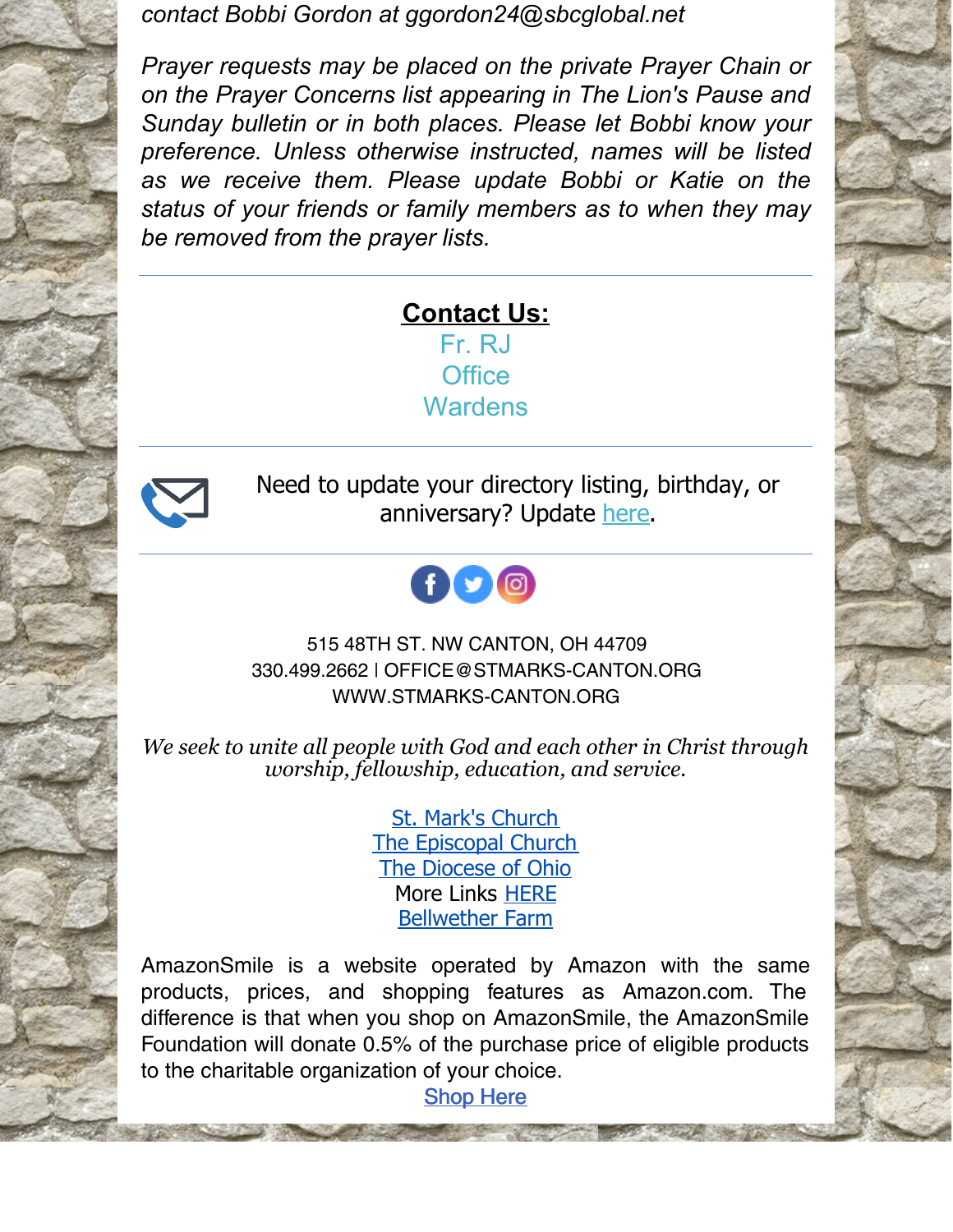*contact Bobbi Gordon at ggordon24@sbcglobal.net*

*Prayer requests may be placed on the private Prayer Chain or on the Prayer Concerns list appearing in The Lion's Pause and Sunday bulletin or in both places. Please let Bobbi know your preference. Unless otherwise instructed, names will be listed as we receive them. Please update Bobbi or Katie on the status of your friends or family members as to when they may be removed from the prayer lists.*

---

**Contact Us:**

Fr. RJ
Office
Wardens

---

Need to update your directory listing, birthday, or anniversary? Update here.

---

515 48TH ST. NW CANTON, OH 44709
330.499.2662 | OFFICE@STMARKS-CANTON.ORG
WWW.STMARKS-CANTON.ORG

*We seek to unite all people with God and each other in Christ through worship, fellowship, education, and service.*

St. Mark's Church
The Episcopal Church
The Diocese of Ohio
More Links HERE
Bellwether Farm

AmazonSmile is a website operated by Amazon with the same products, prices, and shopping features as Amazon.com. The difference is that when you shop on AmazonSmile, the AmazonSmile Foundation will donate 0.5% of the purchase price of eligible products to the charitable organization of your choice.

Shop Here